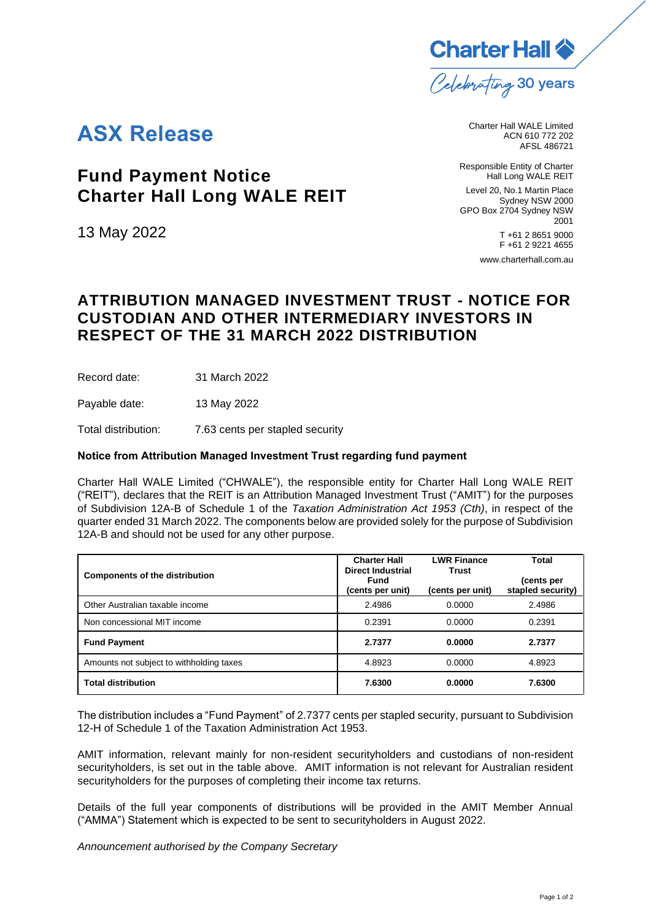Charter Hall
Celebrating 30 years

# ASX Release

Charter Hall WALE Limited
ACN 610 772 202
AFSL 486721

Responsible Entity of Charter Hall Long WALE REIT

Level 20, No.1 Martin Place
Sydney NSW 2000
GPO Box 2704 Sydney NSW 2001

T +61 2 8651 9000
F +61 2 9221 4655

www.charterhall.com.au

## Fund Payment Notice
## Charter Hall Long WALE REIT

13 May 2022

## ATTRIBUTION MANAGED INVESTMENT TRUST - NOTICE FOR CUSTODIAN AND OTHER INTERMEDIARY INVESTORS IN RESPECT OF THE 31 MARCH 2022 DISTRIBUTION

Record date: 31 March 2022

Payable date: 13 May 2022

Total distribution: 7.63 cents per stapled security

**Notice from Attribution Managed Investment Trust regarding fund payment**

Charter Hall WALE Limited ("CHWALE"), the responsible entity for Charter Hall Long WALE REIT ("REIT"), declares that the REIT is an Attribution Managed Investment Trust ("AMIT") for the purposes of Subdivision 12A-B of Schedule 1 of the *Taxation Administration Act 1953 (Cth)*, in respect of the quarter ended 31 March 2022. The components below are provided solely for the purpose of Subdivision 12A-B and should not be used for any other purpose.

| Components of the distribution | Charter Hall Direct Industrial Fund (cents per unit) | LWR Finance Trust (cents per unit) | Total (cents per stapled security) |
|---|---|---|---|
| Other Australian taxable income | 2.4986 | 0.0000 | 2.4986 |
| Non concessional MIT income | 0.2391 | 0.0000 | 0.2391 |
| **Fund Payment** | **2.7377** | **0.0000** | **2.7377** |
| Amounts not subject to withholding taxes | 4.8923 | 0.0000 | 4.8923 |
| **Total distribution** | **7.6300** | **0.0000** | **7.6300** |

The distribution includes a "Fund Payment" of 2.7377 cents per stapled security, pursuant to Subdivision 12-H of Schedule 1 of the Taxation Administration Act 1953.

AMIT information, relevant mainly for non-resident securityholders and custodians of non-resident securityholders, is set out in the table above. AMIT information is not relevant for Australian resident securityholders for the purposes of completing their income tax returns.

Details of the full year components of distributions will be provided in the AMIT Member Annual ("AMMA") Statement which is expected to be sent to securityholders in August 2022.

*Announcement authorised by the Company Secretary*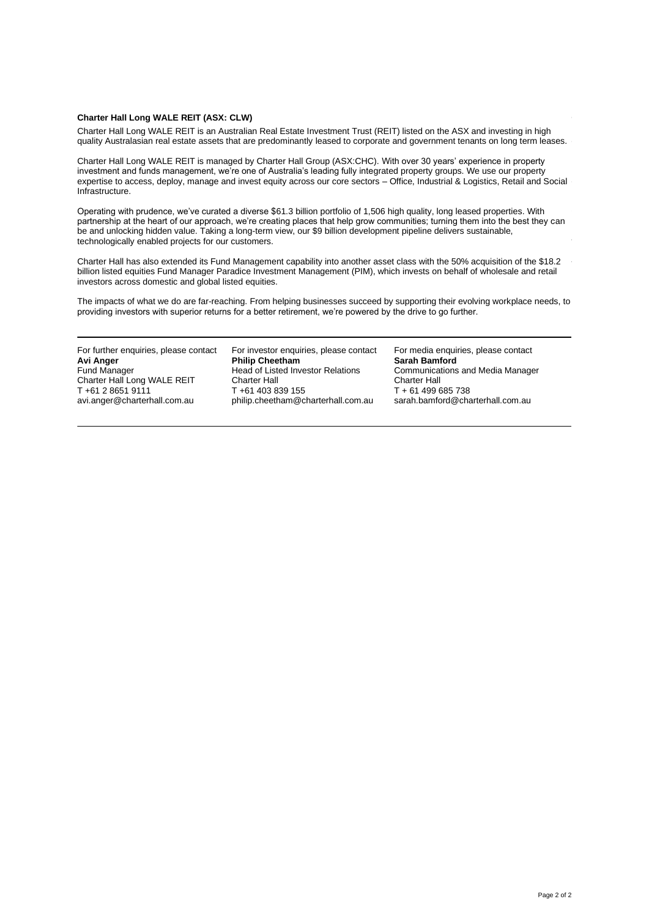**Charter Hall Long WALE REIT (ASX: CLW)**

Charter Hall Long WALE REIT is an Australian Real Estate Investment Trust (REIT) listed on the ASX and investing in high quality Australasian real estate assets that are predominantly leased to corporate and government tenants on long term leases.

Charter Hall Long WALE REIT is managed by Charter Hall Group (ASX:CHC). With over 30 years' experience in property investment and funds management, we're one of Australia's leading fully integrated property groups. We use our property expertise to access, deploy, manage and invest equity across our core sectors – Office, Industrial & Logistics, Retail and Social Infrastructure.

Operating with prudence, we've curated a diverse $61.3 billion portfolio of 1,506 high quality, long leased properties. With partnership at the heart of our approach, we're creating places that help grow communities; turning them into the best they can be and unlocking hidden value. Taking a long-term view, our $9 billion development pipeline delivers sustainable, technologically enabled projects for our customers.

Charter Hall has also extended its Fund Management capability into another asset class with the 50% acquisition of the $18.2 billion listed equities Fund Manager Paradice Investment Management (PIM), which invests on behalf of wholesale and retail investors across domestic and global listed equities.

The impacts of what we do are far-reaching. From helping businesses succeed by supporting their evolving workplace needs, to providing investors with superior returns for a better retirement, we're powered by the drive to go further.

---

For further enquiries, please contact
**Avi Anger**
Fund Manager
Charter Hall Long WALE REIT
T +61 2 8651 9111
avi.anger@charterhall.com.au

For investor enquiries, please contact
**Philip Cheetham**
Head of Listed Investor Relations
Charter Hall
T +61 403 839 155
philip.cheetham@charterhall.com.au

For media enquiries, please contact
**Sarah Bamford**
Communications and Media Manager
Charter Hall
T + 61 499 685 738
sarah.bamford@charterhall.com.au